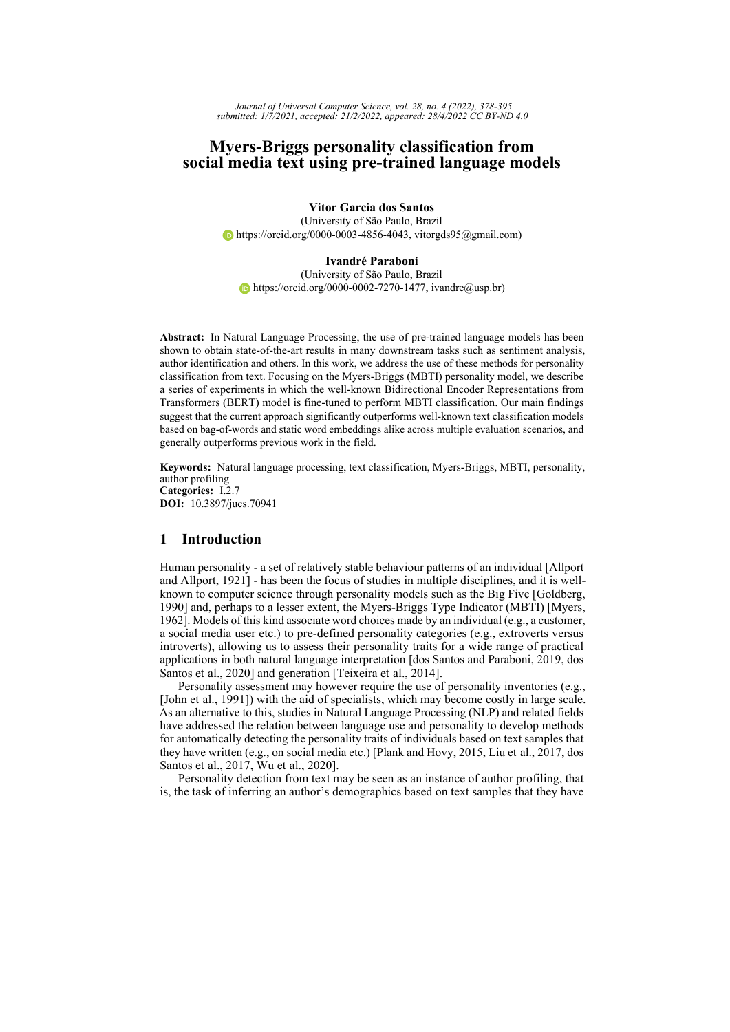# Myers-Briggs personality classification from social media text using pre-trained language models

**Vitor Garcia dos Santos**
(University of São Paulo, Brazil
https://orcid.org/0000-0003-4856-4043, vitorgds95@gmail.com)

**Ivandré Paraboni**
(University of São Paulo, Brazil
https://orcid.org/0000-0002-7270-1477, ivandre@usp.br)

**Abstract:** In Natural Language Processing, the use of pre-trained language models has been shown to obtain state-of-the-art results in many downstream tasks such as sentiment analysis, author identification and others. In this work, we address the use of these methods for personality classification from text. Focusing on the Myers-Briggs (MBTI) personality model, we describe a series of experiments in which the well-known Bidirectional Encoder Representations from Transformers (BERT) model is fine-tuned to perform MBTI classification. Our main findings suggest that the current approach significantly outperforms well-known text classification models based on bag-of-words and static word embeddings alike across multiple evaluation scenarios, and generally outperforms previous work in the field.

**Keywords:** Natural language processing, text classification, Myers-Briggs, MBTI, personality, author profiling
**Categories:** I.2.7
**DOI:** 10.3897/jucs.70941

## 1 Introduction

Human personality - a set of relatively stable behaviour patterns of an individual [Allport and Allport, 1921] - has been the focus of studies in multiple disciplines, and it is well-known to computer science through personality models such as the Big Five [Goldberg, 1990] and, perhaps to a lesser extent, the Myers-Briggs Type Indicator (MBTI) [Myers, 1962]. Models of this kind associate word choices made by an individual (e.g., a customer, a social media user etc.) to pre-defined personality categories (e.g., extroverts versus introverts), allowing us to assess their personality traits for a wide range of practical applications in both natural language interpretation [dos Santos and Paraboni, 2019, dos Santos et al., 2020] and generation [Teixeira et al., 2014].

Personality assessment may however require the use of personality inventories (e.g., [John et al., 1991]) with the aid of specialists, which may become costly in large scale. As an alternative to this, studies in Natural Language Processing (NLP) and related fields have addressed the relation between language use and personality to develop methods for automatically detecting the personality traits of individuals based on text samples that they have written (e.g., on social media etc.) [Plank and Hovy, 2015, Liu et al., 2017, dos Santos et al., 2017, Wu et al., 2020].

Personality detection from text may be seen as an instance of author profiling, that is, the task of inferring an author's demographics based on text samples that they have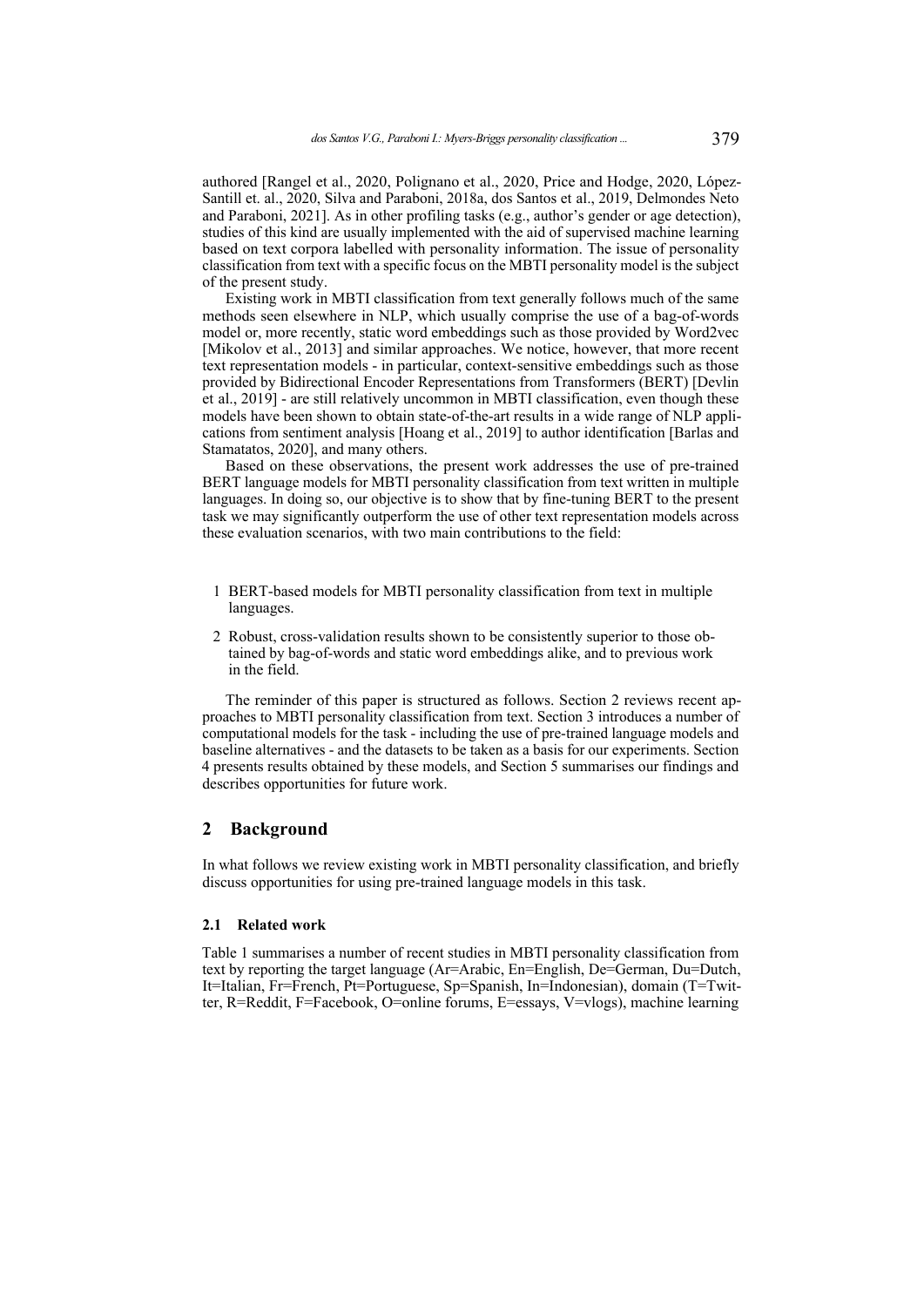authored [Rangel et al., 2020, Polignano et al., 2020, Price and Hodge, 2020, López-Santill et. al., 2020, Silva and Paraboni, 2018a, dos Santos et al., 2019, Delmondes Neto and Paraboni, 2021]. As in other profiling tasks (e.g., author's gender or age detection), studies of this kind are usually implemented with the aid of supervised machine learning based on text corpora labelled with personality information. The issue of personality classification from text with a specific focus on the MBTI personality model is the subject of the present study.

Existing work in MBTI classification from text generally follows much of the same methods seen elsewhere in NLP, which usually comprise the use of a bag-of-words model or, more recently, static word embeddings such as those provided by Word2vec [Mikolov et al., 2013] and similar approaches. We notice, however, that more recent text representation models - in particular, context-sensitive embeddings such as those provided by Bidirectional Encoder Representations from Transformers (BERT) [Devlin et al., 2019] - are still relatively uncommon in MBTI classification, even though these models have been shown to obtain state-of-the-art results in a wide range of NLP applications from sentiment analysis [Hoang et al., 2019] to author identification [Barlas and Stamatatos, 2020], and many others.

Based on these observations, the present work addresses the use of pre-trained BERT language models for MBTI personality classification from text written in multiple languages. In doing so, our objective is to show that by fine-tuning BERT to the present task we may significantly outperform the use of other text representation models across these evaluation scenarios, with two main contributions to the field:

1. BERT-based models for MBTI personality classification from text in multiple languages.
2. Robust, cross-validation results shown to be consistently superior to those obtained by bag-of-words and static word embeddings alike, and to previous work in the field.

The reminder of this paper is structured as follows. Section 2 reviews recent approaches to MBTI personality classification from text. Section 3 introduces a number of computational models for the task - including the use of pre-trained language models and baseline alternatives - and the datasets to be taken as a basis for our experiments. Section 4 presents results obtained by these models, and Section 5 summarises our findings and describes opportunities for future work.

## 2 Background

In what follows we review existing work in MBTI personality classification, and briefly discuss opportunities for using pre-trained language models in this task.

### 2.1 Related work

Table 1 summarises a number of recent studies in MBTI personality classification from text by reporting the target language (Ar=Arabic, En=English, De=German, Du=Dutch, It=Italian, Fr=French, Pt=Portuguese, Sp=Spanish, In=Indonesian), domain (T=Twitter, R=Reddit, F=Facebook, O=online forums, E=essays, V=vlogs), machine learning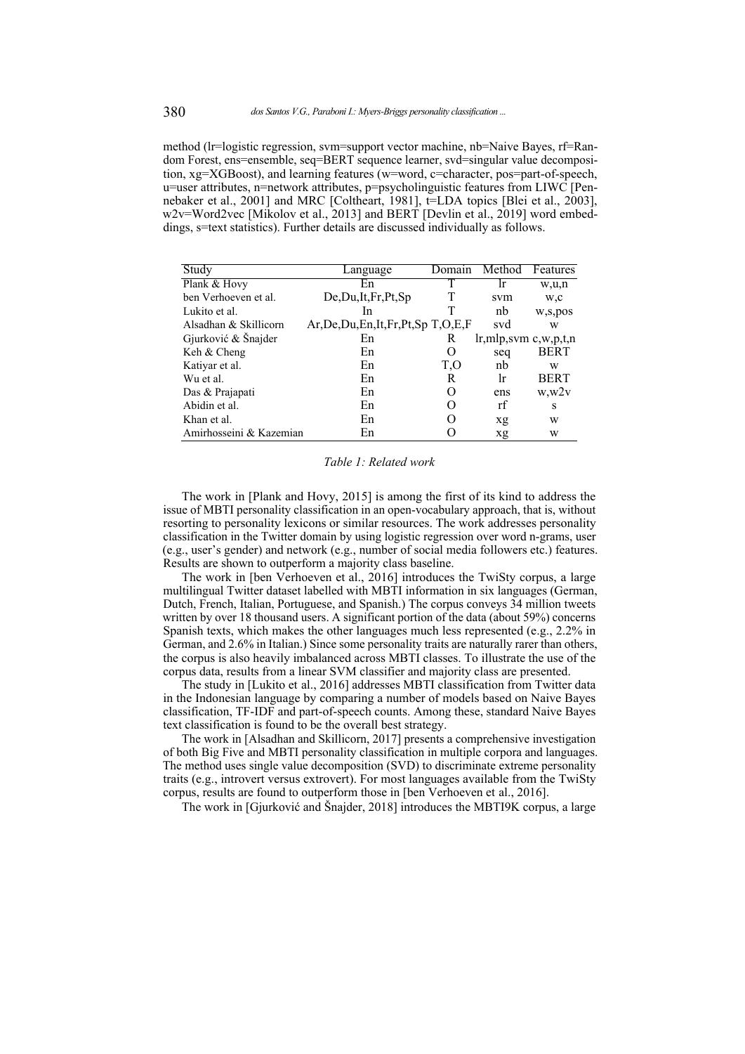method (lr=logistic regression, svm=support vector machine, nb=Naive Bayes, rf=Random Forest, ens=ensemble, seq=BERT sequence learner, svd=singular value decomposition, xg=XGBoost), and learning features (w=word, c=character, pos=part-of-speech, u=user attributes, n=network attributes, p=psycholinguistic features from LIWC [Pennebaker et al., 2001] and MRC [Coltheart, 1981], t=LDA topics [Blei et al., 2003], w2v=Word2vec [Mikolov et al., 2013] and BERT [Devlin et al., 2019] word embeddings, s=text statistics). Further details are discussed individually as follows.

| Study | Language | Domain | Method | Features |
|---|---|---|---|---|
| Plank & Hovy | En | T | lr | w,u,n |
| ben Verhoeven et al. | De,Du,It,Fr,Pt,Sp | T | svm | w,c |
| Lukito et al. | In | T | nb | w,s,pos |
| Alsadhan & Skillicorn | Ar,De,Du,En,It,Fr,Pt,Sp | T,O,E,F | svd | w |
| Gjurković & Šnajder | En | R | lr,mlp,svm | c,w,p,t,n |
| Keh & Cheng | En | O | seq | BERT |
| Katiyar et al. | En | T,O | nb | w |
| Wu et al. | En | R | lr | BERT |
| Das & Prajapati | En | O | ens | w,w2v |
| Abidin et al. | En | O | rf | s |
| Khan et al. | En | O | xg | w |
| Amirhosseini & Kazemian | En | O | xg | w |

*Table 1: Related work*

The work in [Plank and Hovy, 2015] is among the first of its kind to address the issue of MBTI personality classification in an open-vocabulary approach, that is, without resorting to personality lexicons or similar resources. The work addresses personality classification in the Twitter domain by using logistic regression over word n-grams, user (e.g., user's gender) and network (e.g., number of social media followers etc.) features. Results are shown to outperform a majority class baseline.

The work in [ben Verhoeven et al., 2016] introduces the TwiSty corpus, a large multilingual Twitter dataset labelled with MBTI information in six languages (German, Dutch, French, Italian, Portuguese, and Spanish.) The corpus conveys 34 million tweets written by over 18 thousand users. A significant portion of the data (about 59%) concerns Spanish texts, which makes the other languages much less represented (e.g., 2.2% in German, and 2.6% in Italian.) Since some personality traits are naturally rarer than others, the corpus is also heavily imbalanced across MBTI classes. To illustrate the use of the corpus data, results from a linear SVM classifier and majority class are presented.

The study in [Lukito et al., 2016] addresses MBTI classification from Twitter data in the Indonesian language by comparing a number of models based on Naive Bayes classification, TF-IDF and part-of-speech counts. Among these, standard Naive Bayes text classification is found to be the overall best strategy.

The work in [Alsadhan and Skillicorn, 2017] presents a comprehensive investigation of both Big Five and MBTI personality classification in multiple corpora and languages. The method uses single value decomposition (SVD) to discriminate extreme personality traits (e.g., introvert versus extrovert). For most languages available from the TwiSty corpus, results are found to outperform those in [ben Verhoeven et al., 2016].

The work in [Gjurković and Šnajder, 2018] introduces the MBTI9K corpus, a large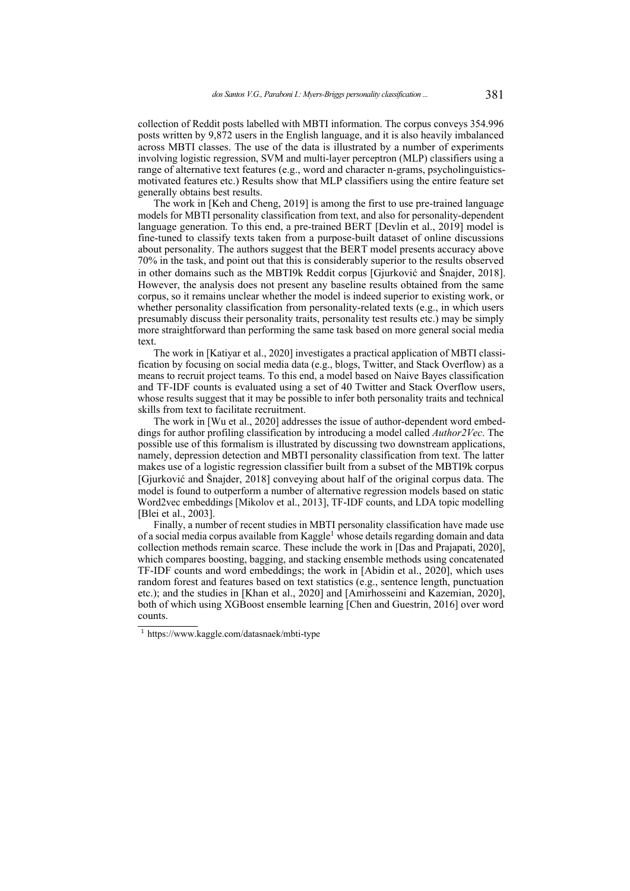collection of Reddit posts labelled with MBTI information. The corpus conveys 354.996 posts written by 9,872 users in the English language, and it is also heavily imbalanced across MBTI classes. The use of the data is illustrated by a number of experiments involving logistic regression, SVM and multi-layer perceptron (MLP) classifiers using a range of alternative text features (e.g., word and character n-grams, psycholinguistics-motivated features etc.) Results show that MLP classifiers using the entire feature set generally obtains best results.

The work in [Keh and Cheng, 2019] is among the first to use pre-trained language models for MBTI personality classification from text, and also for personality-dependent language generation. To this end, a pre-trained BERT [Devlin et al., 2019] model is fine-tuned to classify texts taken from a purpose-built dataset of online discussions about personality. The authors suggest that the BERT model presents accuracy above 70% in the task, and point out that this is considerably superior to the results observed in other domains such as the MBTI9k Reddit corpus [Gjurković and Šnajder, 2018]. However, the analysis does not present any baseline results obtained from the same corpus, so it remains unclear whether the model is indeed superior to existing work, or whether personality classification from personality-related texts (e.g., in which users presumably discuss their personality traits, personality test results etc.) may be simply more straightforward than performing the same task based on more general social media text.

The work in [Katiyar et al., 2020] investigates a practical application of MBTI classification by focusing on social media data (e.g., blogs, Twitter, and Stack Overflow) as a means to recruit project teams. To this end, a model based on Naive Bayes classification and TF-IDF counts is evaluated using a set of 40 Twitter and Stack Overflow users, whose results suggest that it may be possible to infer both personality traits and technical skills from text to facilitate recruitment.

The work in [Wu et al., 2020] addresses the issue of author-dependent word embeddings for author profiling classification by introducing a model called *Author2Vec*. The possible use of this formalism is illustrated by discussing two downstream applications, namely, depression detection and MBTI personality classification from text. The latter makes use of a logistic regression classifier built from a subset of the MBTI9k corpus [Gjurković and Šnajder, 2018] conveying about half of the original corpus data. The model is found to outperform a number of alternative regression models based on static Word2vec embeddings [Mikolov et al., 2013], TF-IDF counts, and LDA topic modelling [Blei et al., 2003].

Finally, a number of recent studies in MBTI personality classification have made use of a social media corpus available from Kaggle[1] whose details regarding domain and data collection methods remain scarce. These include the work in [Das and Prajapati, 2020], which compares boosting, bagging, and stacking ensemble methods using concatenated TF-IDF counts and word embeddings; the work in [Abidin et al., 2020], which uses random forest and features based on text statistics (e.g., sentence length, punctuation etc.); and the studies in [Khan et al., 2020] and [Amirhosseini and Kazemian, 2020], both of which using XGBoost ensemble learning [Chen and Guestrin, 2016] over word counts.

[1] https://www.kaggle.com/datasnaek/mbti-type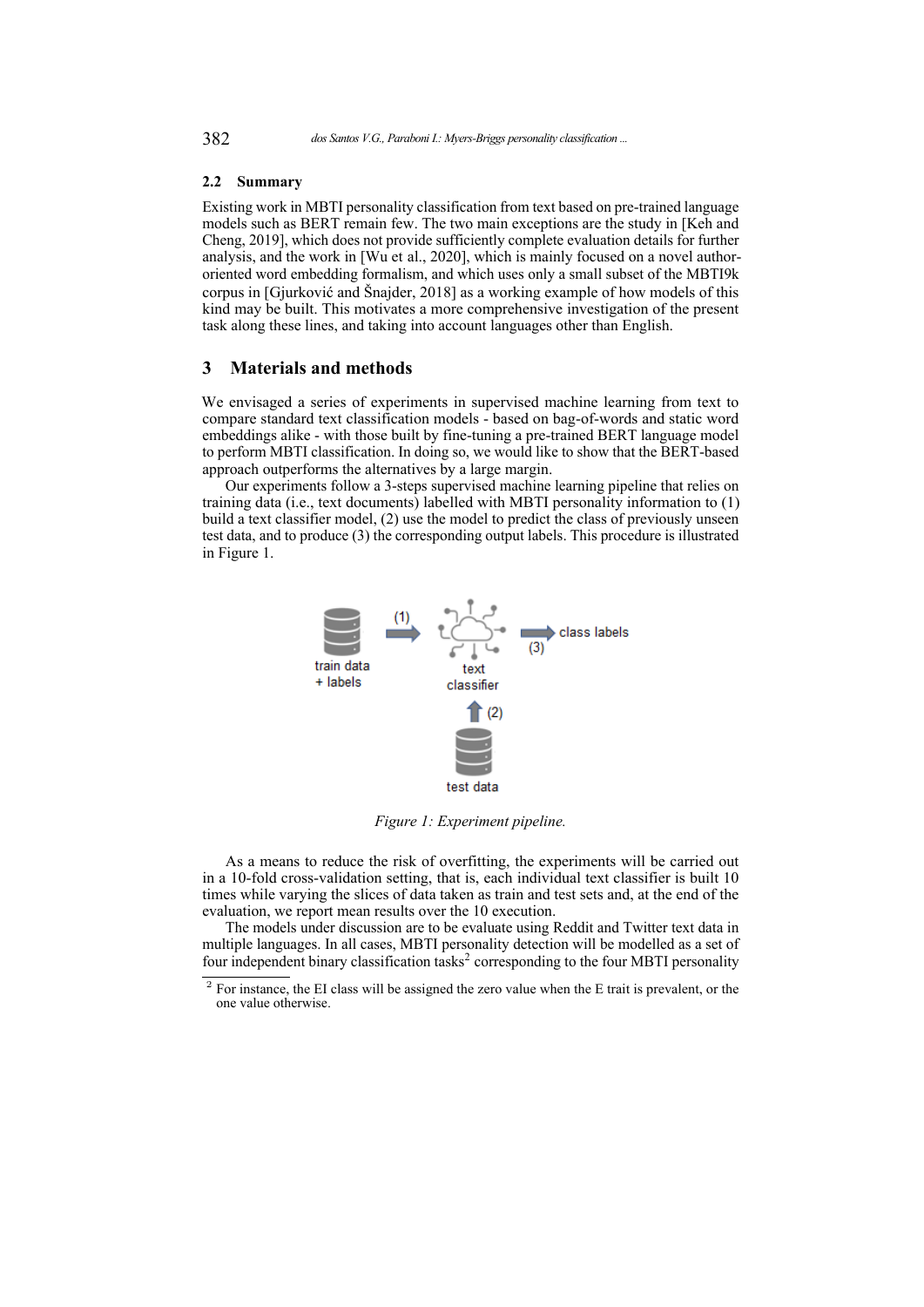### 2.2 Summary

Existing work in MBTI personality classification from text based on pre-trained language models such as BERT remain few. The two main exceptions are the study in [Keh and Cheng, 2019], which does not provide sufficiently complete evaluation details for further analysis, and the work in [Wu et al., 2020], which is mainly focused on a novel author-oriented word embedding formalism, and which uses only a small subset of the MBTI9k corpus in [Gjurković and Šnajder, 2018] as a working example of how models of this kind may be built. This motivates a more comprehensive investigation of the present task along these lines, and taking into account languages other than English.

## 3 Materials and methods

We envisaged a series of experiments in supervised machine learning from text to compare standard text classification models - based on bag-of-words and static word embeddings alike - with those built by fine-tuning a pre-trained BERT language model to perform MBTI classification. In doing so, we would like to show that the BERT-based approach outperforms the alternatives by a large margin.

Our experiments follow a 3-steps supervised machine learning pipeline that relies on training data (i.e., text documents) labelled with MBTI personality information to (1) build a text classifier model, (2) use the model to predict the class of previously unseen test data, and to produce (3) the corresponding output labels. This procedure is illustrated in Figure 1.

*Figure 1: Experiment pipeline.*

As a means to reduce the risk of overfitting, the experiments will be carried out in a 10-fold cross-validation setting, that is, each individual text classifier is built 10 times while varying the slices of data taken as train and test sets and, at the end of the evaluation, we report mean results over the 10 execution.

The models under discussion are to be evaluate using Reddit and Twitter text data in multiple languages. In all cases, MBTI personality detection will be modelled as a set of four independent binary classification tasks[2] corresponding to the four MBTI personality

[2] For instance, the EI class will be assigned the zero value when the E trait is prevalent, or the one value otherwise.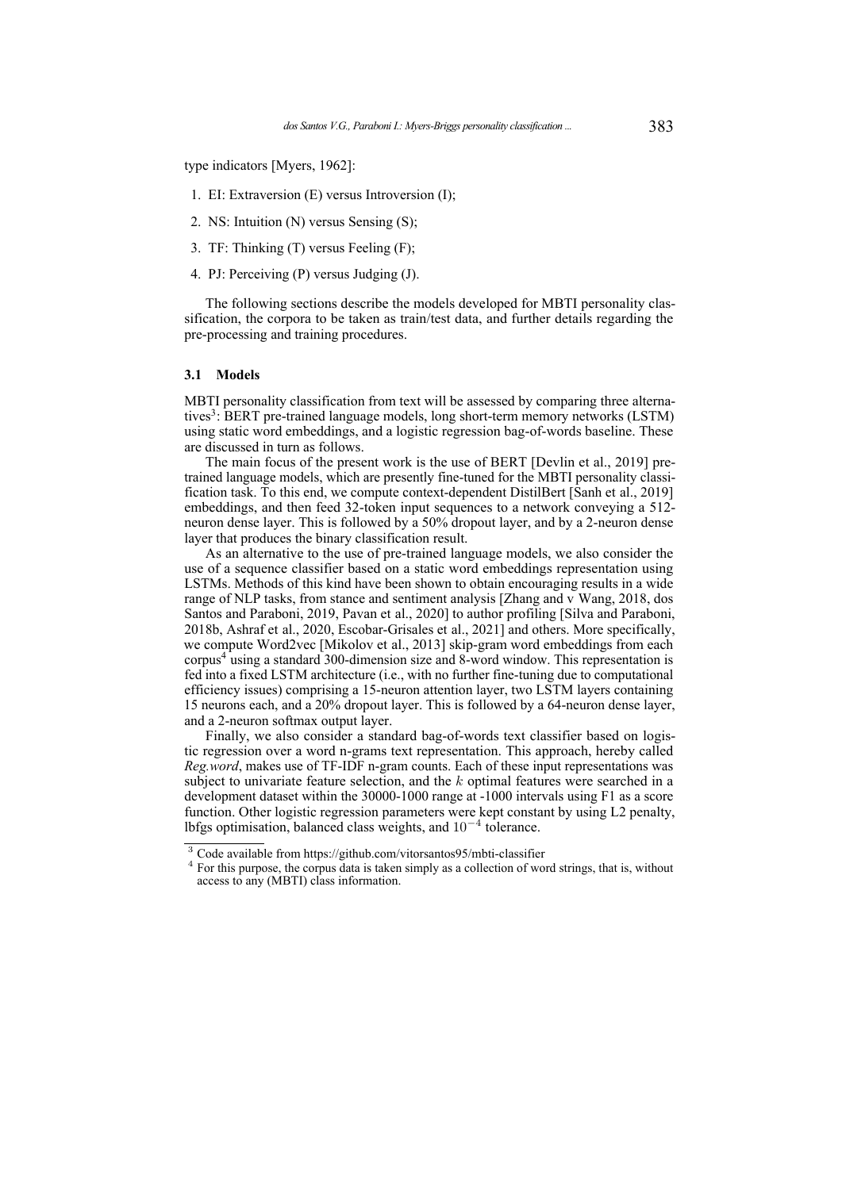type indicators [Myers, 1962]:

1. EI: Extraversion (E) versus Introversion (I);
2. NS: Intuition (N) versus Sensing (S);
3. TF: Thinking (T) versus Feeling (F);
4. PJ: Perceiving (P) versus Judging (J).

The following sections describe the models developed for MBTI personality classification, the corpora to be taken as train/test data, and further details regarding the pre-processing and training procedures.

### 3.1 Models

MBTI personality classification from text will be assessed by comparing three alternatives[3]: BERT pre-trained language models, long short-term memory networks (LSTM) using static word embeddings, and a logistic regression bag-of-words baseline. These are discussed in turn as follows.

The main focus of the present work is the use of BERT [Devlin et al., 2019] pre-trained language models, which are presently fine-tuned for the MBTI personality classification task. To this end, we compute context-dependent DistilBert [Sanh et al., 2019] embeddings, and then feed 32-token input sequences to a network conveying a 512-neuron dense layer. This is followed by a 50% dropout layer, and by a 2-neuron dense layer that produces the binary classification result.

As an alternative to the use of pre-trained language models, we also consider the use of a sequence classifier based on a static word embeddings representation using LSTMs. Methods of this kind have been shown to obtain encouraging results in a wide range of NLP tasks, from stance and sentiment analysis [Zhang and v Wang, 2018, dos Santos and Paraboni, 2019, Pavan et al., 2020] to author profiling [Silva and Paraboni, 2018b, Ashraf et al., 2020, Escobar-Grisales et al., 2021] and others. More specifically, we compute Word2vec [Mikolov et al., 2013] skip-gram word embeddings from each corpus[4] using a standard 300-dimension size and 8-word window. This representation is fed into a fixed LSTM architecture (i.e., with no further fine-tuning due to computational efficiency issues) comprising a 15-neuron attention layer, two LSTM layers containing 15 neurons each, and a 20% dropout layer. This is followed by a 64-neuron dense layer, and a 2-neuron softmax output layer.

Finally, we also consider a standard bag-of-words text classifier based on logistic regression over a word n-grams text representation. This approach, hereby called *Reg.word*, makes use of TF-IDF n-gram counts. Each of these input representations was subject to univariate feature selection, and the $k$ optimal features were searched in a development dataset within the 30000-1000 range at -1000 intervals using F1 as a score function. Other logistic regression parameters were kept constant by using L2 penalty, lbfgs optimisation, balanced class weights, and $10^{-4}$ tolerance.

[3] Code available from https://github.com/vitorsantos95/mbti-classifier

[4] For this purpose, the corpus data is taken simply as a collection of word strings, that is, without access to any (MBTI) class information.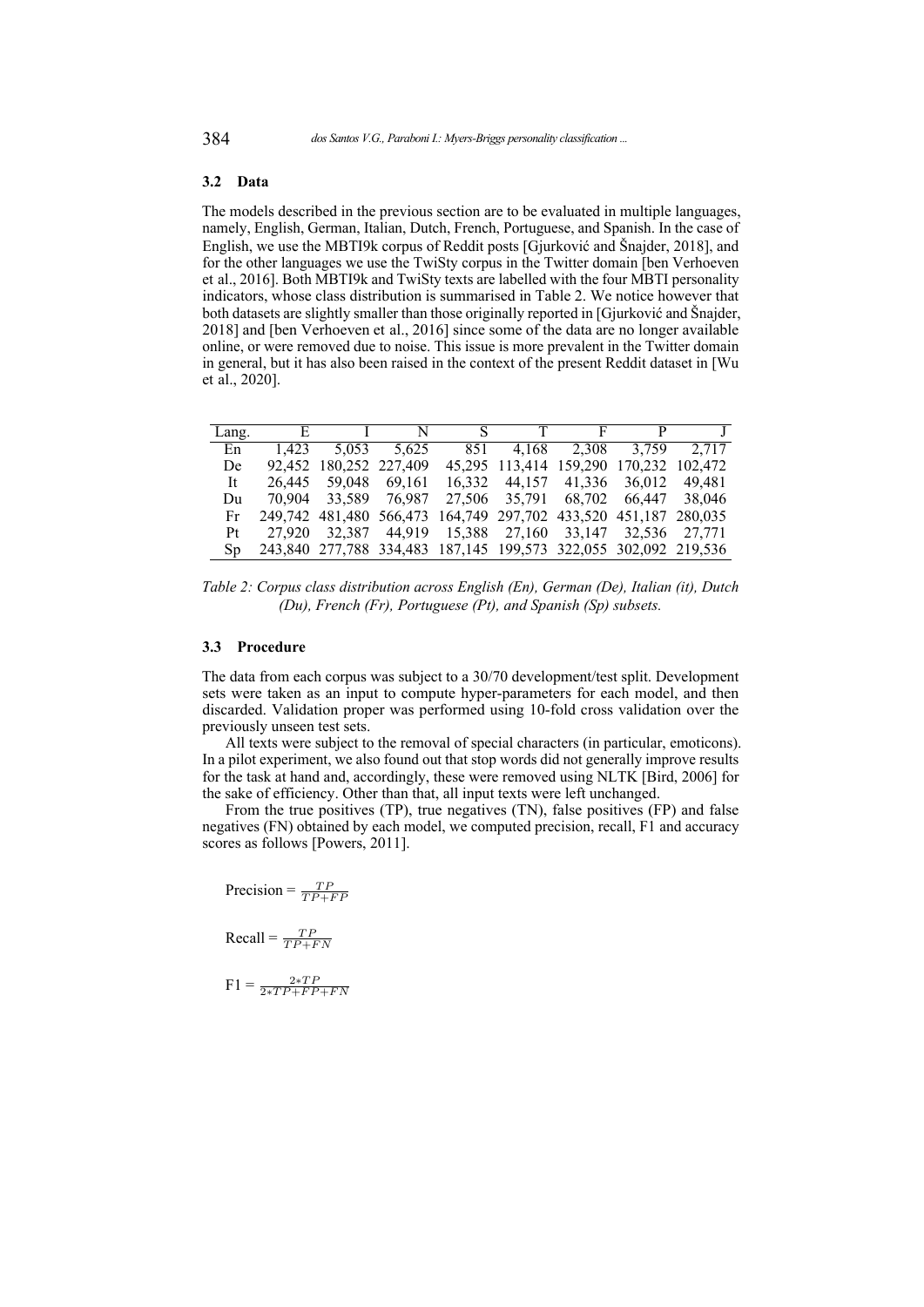### 3.2 Data

The models described in the previous section are to be evaluated in multiple languages, namely, English, German, Italian, Dutch, French, Portuguese, and Spanish. In the case of English, we use the MBTI9k corpus of Reddit posts [Gjurković and Šnajder, 2018], and for the other languages we use the TwiSty corpus in the Twitter domain [ben Verhoeven et al., 2016]. Both MBTI9k and TwiSty texts are labelled with the four MBTI personality indicators, whose class distribution is summarised in Table 2. We notice however that both datasets are slightly smaller than those originally reported in [Gjurković and Šnajder, 2018] and [ben Verhoeven et al., 2016] since some of the data are no longer available online, or were removed due to noise. This issue is more prevalent in the Twitter domain in general, but it has also been raised in the context of the present Reddit dataset in [Wu et al., 2020].

| Lang. | E | I | N | S | T | F | P | J |
|---|---|---|---|---|---|---|---|---|
| En | 1,423 | 5,053 | 5,625 | 851 | 4,168 | 2,308 | 3,759 | 2,717 |
| De | 92,452 | 180,252 | 227,409 | 45,295 | 113,414 | 159,290 | 170,232 | 102,472 |
| It | 26,445 | 59,048 | 69,161 | 16,332 | 44,157 | 41,336 | 36,012 | 49,481 |
| Du | 70,904 | 33,589 | 76,987 | 27,506 | 35,791 | 68,702 | 66,447 | 38,046 |
| Fr | 249,742 | 481,480 | 566,473 | 164,749 | 297,702 | 433,520 | 451,187 | 280,035 |
| Pt | 27,920 | 32,387 | 44,919 | 15,388 | 27,160 | 33,147 | 32,536 | 27,771 |
| Sp | 243,840 | 277,788 | 334,483 | 187,145 | 199,573 | 322,055 | 302,092 | 219,536 |

*Table 2: Corpus class distribution across English (En), German (De), Italian (it), Dutch (Du), French (Fr), Portuguese (Pt), and Spanish (Sp) subsets.*

### 3.3 Procedure

The data from each corpus was subject to a 30/70 development/test split. Development sets were taken as an input to compute hyper-parameters for each model, and then discarded. Validation proper was performed using 10-fold cross validation over the previously unseen test sets.

All texts were subject to the removal of special characters (in particular, emoticons). In a pilot experiment, we also found out that stop words did not generally improve results for the task at hand and, accordingly, these were removed using NLTK [Bird, 2006] for the sake of efficiency. Other than that, all input texts were left unchanged.

From the true positives (TP), true negatives (TN), false positives (FP) and false negatives (FN) obtained by each model, we computed precision, recall, F1 and accuracy scores as follows [Powers, 2011].

$$\text{Precision} = \frac{TP}{TP+FP}$$

$$\text{Recall} = \frac{TP}{TP+FN}$$

$$\text{F1} = \frac{2*TP}{2*TP+FP+FN}$$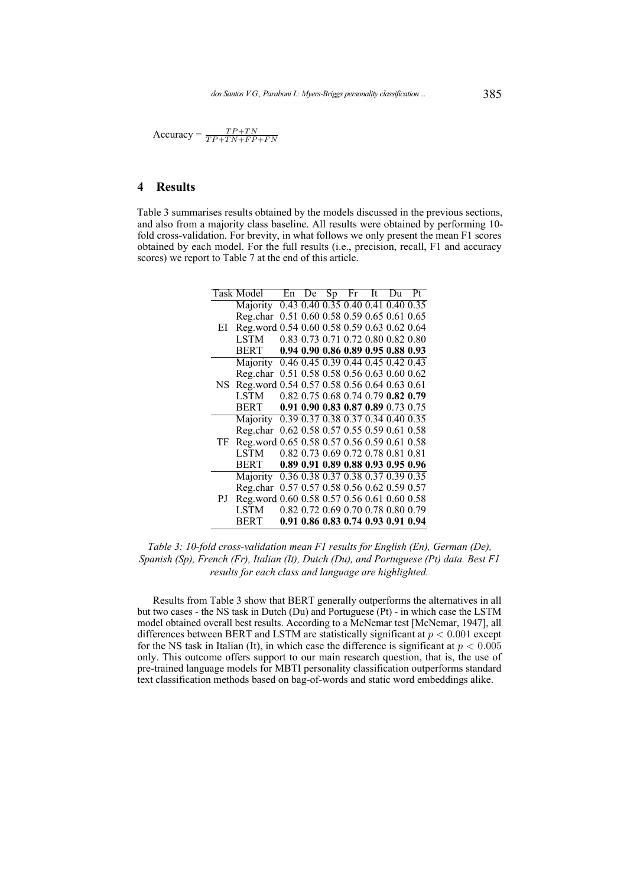$$\text{Accuracy} = \frac{TP+TN}{TP+TN+FP+FN}$$

## 4 Results

Table 3 summarises results obtained by the models discussed in the previous sections, and also from a majority class baseline. All results were obtained by performing 10-fold cross-validation. For brevity, in what follows we only present the mean F1 scores obtained by each model. For the full results (i.e., precision, recall, F1 and accuracy scores) we report to Table 7 at the end of this article.

| Task | Model | En | De | Sp | Fr | It | Du | Pt |
|---|---|---|---|---|---|---|---|---|
| EI | Majority | 0.43 | 0.40 | 0.35 | 0.40 | 0.41 | 0.40 | 0.35 |
| | Reg.char | 0.51 | 0.60 | 0.58 | 0.59 | 0.65 | 0.61 | 0.65 |
| | Reg.word | 0.54 | 0.60 | 0.58 | 0.59 | 0.63 | 0.62 | 0.64 |
| | LSTM | 0.83 | 0.73 | 0.71 | 0.72 | 0.80 | 0.82 | 0.80 |
| | BERT | **0.94** | **0.90** | **0.86** | **0.89** | **0.95** | **0.88** | **0.93** |
| NS | Majority | 0.46 | 0.45 | 0.39 | 0.44 | 0.45 | 0.42 | 0.43 |
| | Reg.char | 0.51 | 0.58 | 0.58 | 0.56 | 0.63 | 0.60 | 0.62 |
| | Reg.word | 0.54 | 0.57 | 0.58 | 0.56 | 0.64 | 0.63 | 0.61 |
| | LSTM | 0.82 | 0.75 | 0.68 | 0.74 | 0.79 | **0.82** | **0.79** |
| | BERT | **0.91** | **0.90** | **0.83** | **0.87** | **0.89** | 0.73 | 0.75 |
| TF | Majority | 0.39 | 0.37 | 0.38 | 0.37 | 0.34 | 0.40 | 0.35 |
| | Reg.char | 0.62 | 0.58 | 0.57 | 0.55 | 0.59 | 0.61 | 0.58 |
| | Reg.word | 0.65 | 0.58 | 0.57 | 0.56 | 0.59 | 0.61 | 0.58 |
| | LSTM | 0.82 | 0.73 | 0.69 | 0.72 | 0.78 | 0.81 | 0.81 |
| | BERT | **0.89** | **0.91** | **0.89** | **0.88** | **0.93** | **0.95** | **0.96** |
| PJ | Majority | 0.36 | 0.38 | 0.37 | 0.38 | 0.37 | 0.39 | 0.35 |
| | Reg.char | 0.57 | 0.57 | 0.58 | 0.56 | 0.62 | 0.59 | 0.57 |
| | Reg.word | 0.60 | 0.58 | 0.57 | 0.56 | 0.61 | 0.60 | 0.58 |
| | LSTM | 0.82 | 0.72 | 0.69 | 0.70 | 0.78 | 0.80 | 0.79 |
| | BERT | **0.91** | **0.86** | **0.83** | **0.74** | **0.93** | **0.91** | **0.94** |

*Table 3: 10-fold cross-validation mean F1 results for English (En), German (De), Spanish (Sp), French (Fr), Italian (It), Dutch (Du), and Portuguese (Pt) data. Best F1 results for each class and language are highlighted.*

Results from Table 3 show that BERT generally outperforms the alternatives in all but two cases - the NS task in Dutch (Du) and Portuguese (Pt) - in which case the LSTM model obtained overall best results. According to a McNemar test [McNemar, 1947], all differences between BERT and LSTM are statistically significant at $p < 0.001$ except for the NS task in Italian (It), in which case the difference is significant at $p < 0.005$ only. This outcome offers support to our main research question, that is, the use of pre-trained language models for MBTI personality classification outperforms standard text classification methods based on bag-of-words and static word embeddings alike.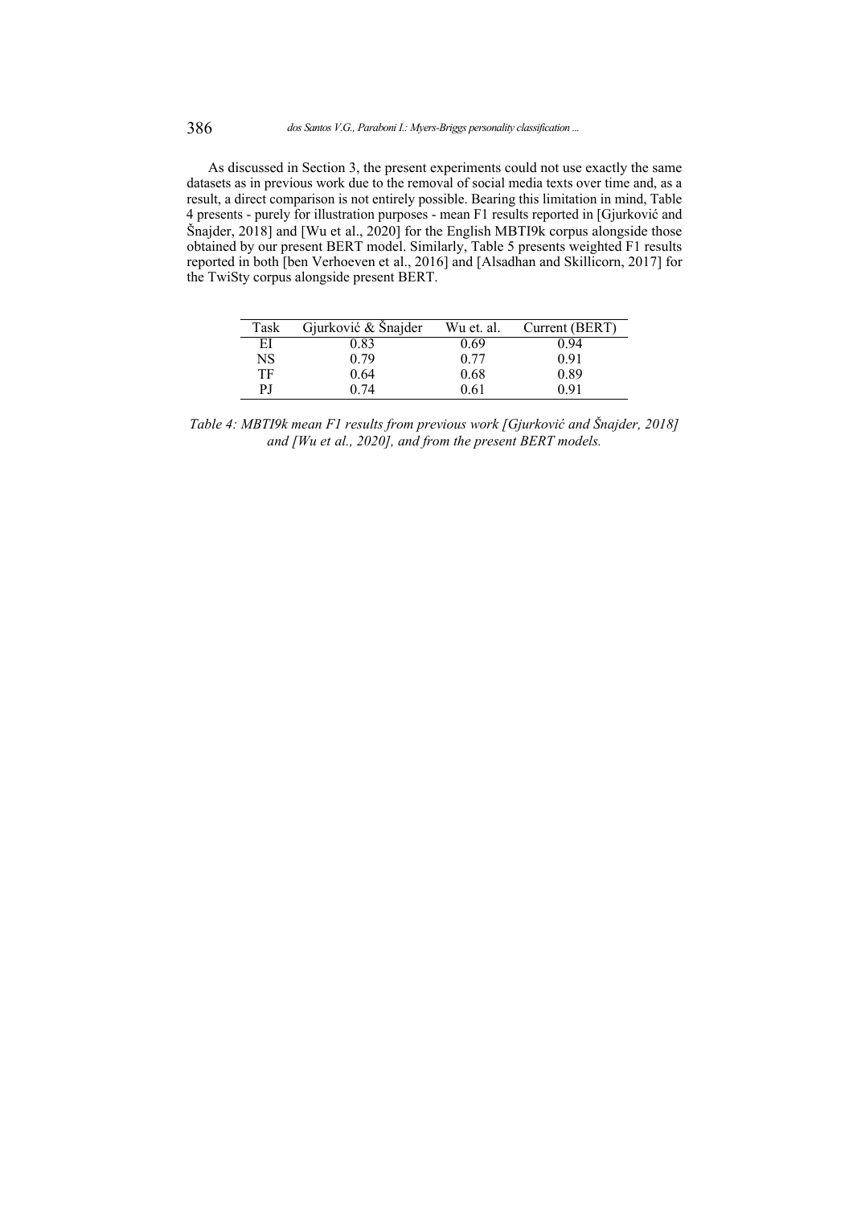As discussed in Section 3, the present experiments could not use exactly the same datasets as in previous work due to the removal of social media texts over time and, as a result, a direct comparison is not entirely possible. Bearing this limitation in mind, Table 4 presents - purely for illustration purposes - mean F1 results reported in [Gjurković and Šnajder, 2018] and [Wu et al., 2020] for the English MBTI9k corpus alongside those obtained by our present BERT model. Similarly, Table 5 presents weighted F1 results reported in both [ben Verhoeven et al., 2016] and [Alsadhan and Skillicorn, 2017] for the TwiSty corpus alongside present BERT.

| Task | Gjurković & Šnajder | Wu et. al. | Current (BERT) |
|---|---|---|---|
| EI | 0.83 | 0.69 | 0.94 |
| NS | 0.79 | 0.77 | 0.91 |
| TF | 0.64 | 0.68 | 0.89 |
| PJ | 0.74 | 0.61 | 0.91 |

*Table 4: MBTI9k mean F1 results from previous work [Gjurković and Šnajder, 2018] and [Wu et al., 2020], and from the present BERT models.*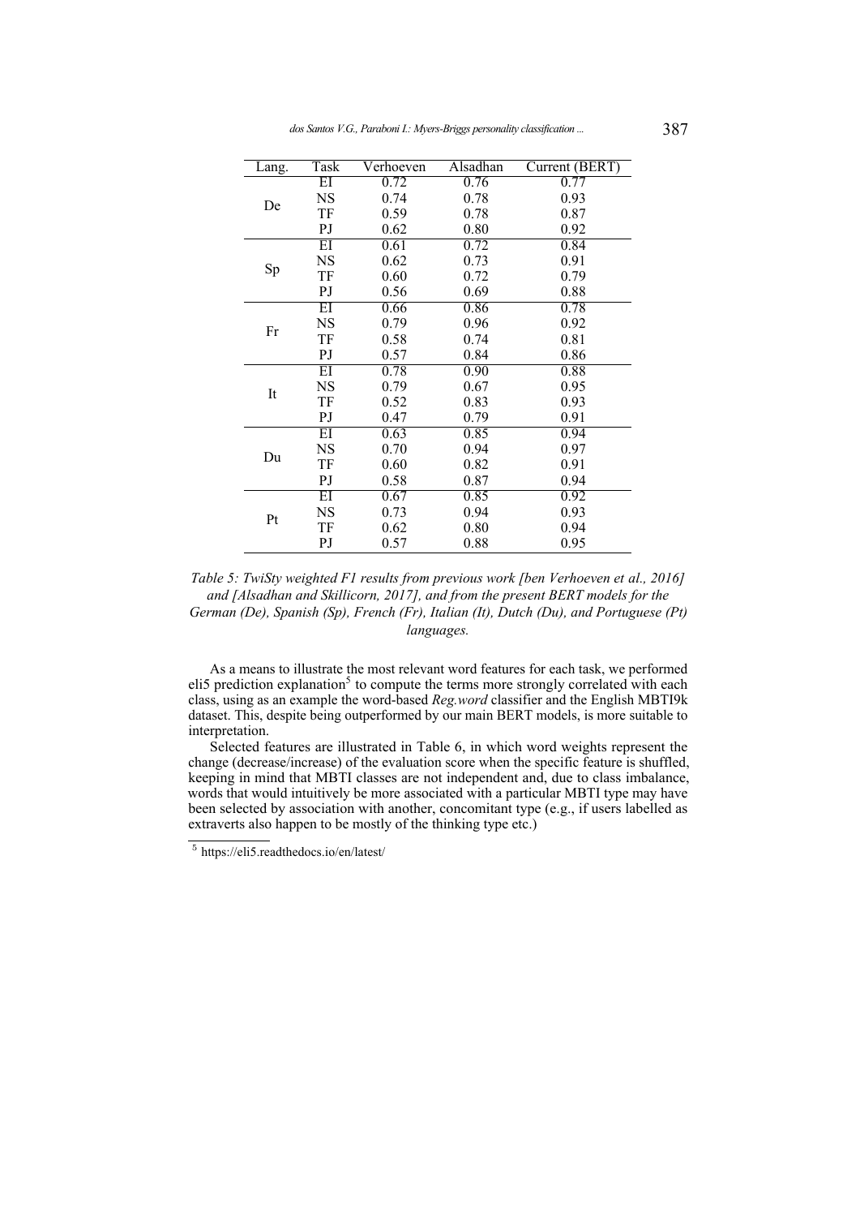| Lang. | Task | Verhoeven | Alsadhan | Current (BERT) |
|---|---|---|---|---|
| De | EI | 0.72 | 0.76 | 0.77 |
| | NS | 0.74 | 0.78 | 0.93 |
| | TF | 0.59 | 0.78 | 0.87 |
| | PJ | 0.62 | 0.80 | 0.92 |
| Sp | EI | 0.61 | 0.72 | 0.84 |
| | NS | 0.62 | 0.73 | 0.91 |
| | TF | 0.60 | 0.72 | 0.79 |
| | PJ | 0.56 | 0.69 | 0.88 |
| Fr | EI | 0.66 | 0.86 | 0.78 |
| | NS | 0.79 | 0.96 | 0.92 |
| | TF | 0.58 | 0.74 | 0.81 |
| | PJ | 0.57 | 0.84 | 0.86 |
| It | EI | 0.78 | 0.90 | 0.88 |
| | NS | 0.79 | 0.67 | 0.95 |
| | TF | 0.52 | 0.83 | 0.93 |
| | PJ | 0.47 | 0.79 | 0.91 |
| Du | EI | 0.63 | 0.85 | 0.94 |
| | NS | 0.70 | 0.94 | 0.97 |
| | TF | 0.60 | 0.82 | 0.91 |
| | PJ | 0.58 | 0.87 | 0.94 |
| Pt | EI | 0.67 | 0.85 | 0.92 |
| | NS | 0.73 | 0.94 | 0.93 |
| | TF | 0.62 | 0.80 | 0.94 |
| | PJ | 0.57 | 0.88 | 0.95 |

*Table 5: TwiSty weighted F1 results from previous work [ben Verhoeven et al., 2016] and [Alsadhan and Skillicorn, 2017], and from the present BERT models for the German (De), Spanish (Sp), French (Fr), Italian (It), Dutch (Du), and Portuguese (Pt) languages.*

As a means to illustrate the most relevant word features for each task, we performed eli5 prediction explanation[5] to compute the terms more strongly correlated with each class, using as an example the word-based *Reg.word* classifier and the English MBTI9k dataset. This, despite being outperformed by our main BERT models, is more suitable to interpretation.

Selected features are illustrated in Table 6, in which word weights represent the change (decrease/increase) of the evaluation score when the specific feature is shuffled, keeping in mind that MBTI classes are not independent and, due to class imbalance, words that would intuitively be more associated with a particular MBTI type may have been selected by association with another, concomitant type (e.g., if users labelled as extraverts also happen to be mostly of the thinking type etc.)

[5] https://eli5.readthedocs.io/en/latest/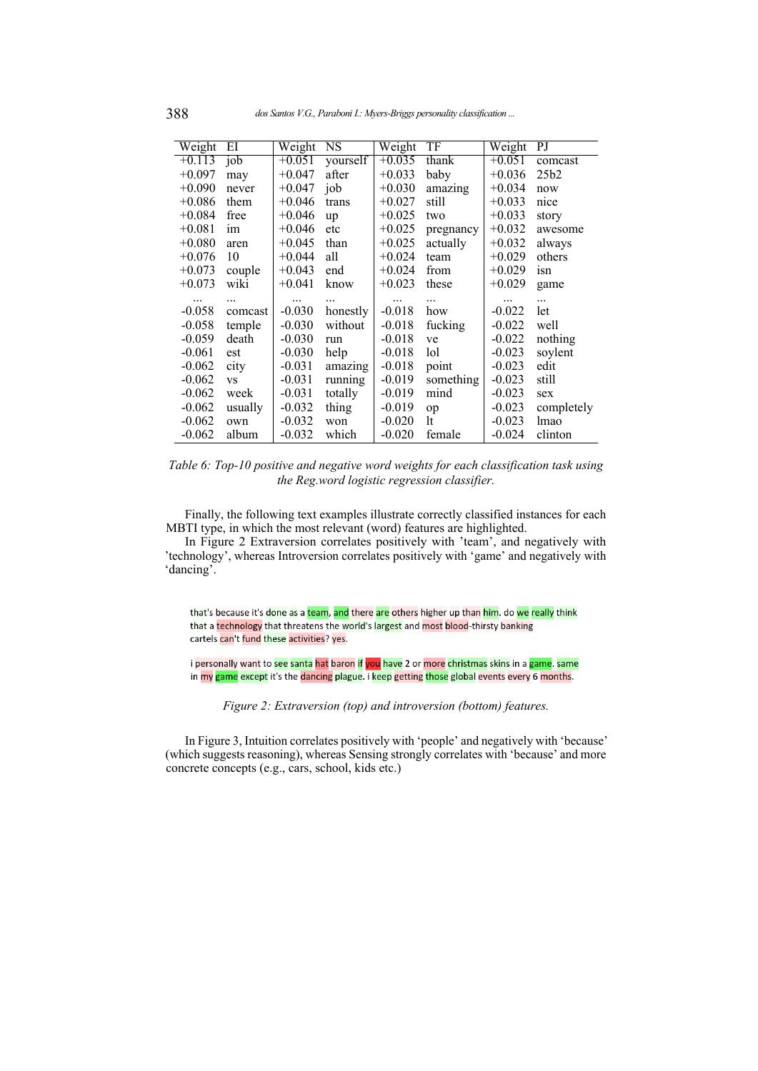| Weight | EI | Weight | NS | Weight | TF | Weight | PJ |
|---|---|---|---|---|---|---|---|
| +0.113 | job | +0.051 | yourself | +0.035 | thank | +0.051 | comcast |
| +0.097 | may | +0.047 | after | +0.033 | baby | +0.036 | 25b2 |
| +0.090 | never | +0.047 | job | +0.030 | amazing | +0.034 | now |
| +0.086 | them | +0.046 | trans | +0.027 | still | +0.033 | nice |
| +0.084 | free | +0.046 | up | +0.025 | two | +0.033 | story |
| +0.081 | im | +0.046 | etc | +0.025 | pregnancy | +0.032 | awesome |
| +0.080 | aren | +0.045 | than | +0.025 | actually | +0.032 | always |
| +0.076 | 10 | +0.044 | all | +0.024 | team | +0.029 | others |
| +0.073 | couple | +0.043 | end | +0.024 | from | +0.029 | isn |
| +0.073 | wiki | +0.041 | know | +0.023 | these | +0.029 | game |
| ... | ... | ... | ... | ... | ... | ... | ... |
| -0.058 | comcast | -0.030 | honestly | -0.018 | how | -0.022 | let |
| -0.058 | temple | -0.030 | without | -0.018 | fucking | -0.022 | well |
| -0.059 | death | -0.030 | run | -0.018 | ve | -0.022 | nothing |
| -0.061 | est | -0.030 | help | -0.018 | lol | -0.023 | soylent |
| -0.062 | city | -0.031 | amazing | -0.018 | point | -0.023 | edit |
| -0.062 | vs | -0.031 | running | -0.019 | something | -0.023 | still |
| -0.062 | week | -0.031 | totally | -0.019 | mind | -0.023 | sex |
| -0.062 | usually | -0.032 | thing | -0.019 | op | -0.023 | completely |
| -0.062 | own | -0.032 | won | -0.020 | lt | -0.023 | lmao |
| -0.062 | album | -0.032 | which | -0.020 | female | -0.024 | clinton |

*Table 6: Top-10 positive and negative word weights for each classification task using the Reg.word logistic regression classifier.*

Finally, the following text examples illustrate correctly classified instances for each MBTI type, in which the most relevant (word) features are highlighted.

In Figure 2 Extraversion correlates positively with 'team', and negatively with 'technology', whereas Introversion correlates positively with 'game' and negatively with 'dancing'.

that's because it's done as a team, and there are others higher up than him. do we really think that a technology that threatens the world's largest and most blood-thirsty banking cartels can't fund these activities? yes.

i personally want to see santa hat baron if you have 2 or more christmas skins in a game. same in my game except it's the dancing plague. i keep getting those global events every 6 months.

*Figure 2: Extraversion (top) and introversion (bottom) features.*

In Figure 3, Intuition correlates positively with 'people' and negatively with 'because' (which suggests reasoning), whereas Sensing strongly correlates with 'because' and more concrete concepts (e.g., cars, school, kids etc.)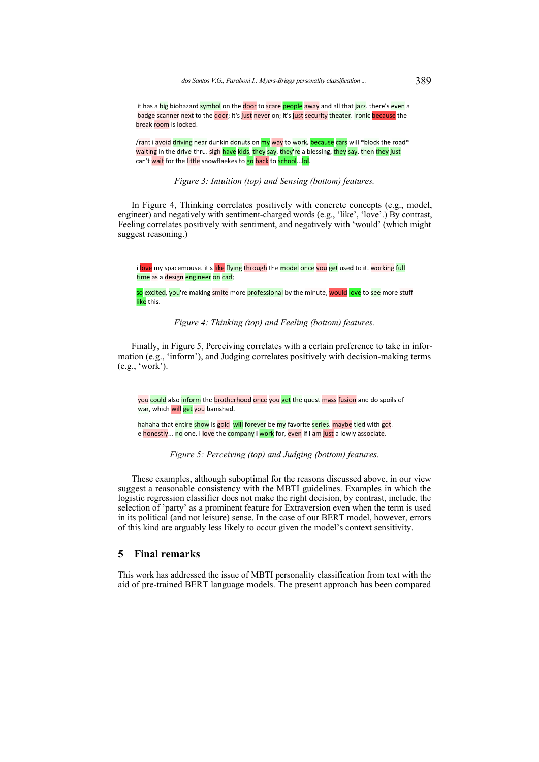it has a big biohazard symbol on the door to scare people away and all that jazz. there's even a badge scanner next to the door; it's just never on; it's just security theater. ironic because the break room is locked.

/rant i avoid driving near dunkin donuts on my way to work, because cars will *block the road* waiting in the drive-thru. sigh have kids, they say. they're a blessing, they say. then they just can't wait for the little snowflaekes to go back to school...lol.

*Figure 3: Intuition (top) and Sensing (bottom) features.*

In Figure 4, Thinking correlates positively with concrete concepts (e.g., model, engineer) and negatively with sentiment-charged words (e.g., 'like', 'love'.) By contrast, Feeling correlates positively with sentiment, and negatively with 'would' (which might suggest reasoning.)

i love my spacemouse. it's like flying through the model once you get used to it. working full time as a design engineer on cad;

so excited, you're making smite more professional by the minute, would love to see more stuff like this.

*Figure 4: Thinking (top) and Feeling (bottom) features.*

Finally, in Figure 5, Perceiving correlates with a certain preference to take in information (e.g., 'inform'), and Judging correlates positively with decision-making terms (e.g., 'work').

you could also inform the brotherhood once you get the quest mass fusion and do spoils of war, which will get you banished.

hahaha that entire show is gold will forever be my favorite series. maybe tied with got. e honestly... no one. i love the company i work for, even if i am just a lowly associate.

*Figure 5: Perceiving (top) and Judging (bottom) features.*

These examples, although suboptimal for the reasons discussed above, in our view suggest a reasonable consistency with the MBTI guidelines. Examples in which the logistic regression classifier does not make the right decision, by contrast, include, the selection of 'party' as a prominent feature for Extraversion even when the term is used in its political (and not leisure) sense. In the case of our BERT model, however, errors of this kind are arguably less likely to occur given the model's context sensitivity.

## 5 Final remarks

This work has addressed the issue of MBTI personality classification from text with the aid of pre-trained BERT language models. The present approach has been compared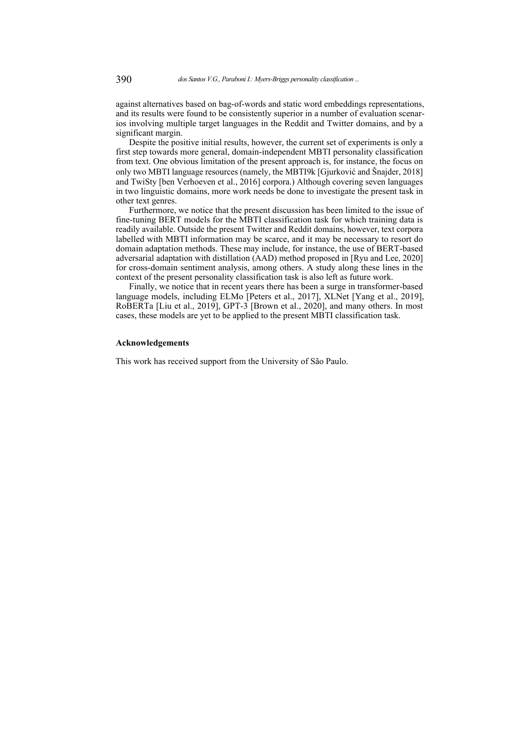against alternatives based on bag-of-words and static word embeddings representations, and its results were found to be consistently superior in a number of evaluation scenarios involving multiple target languages in the Reddit and Twitter domains, and by a significant margin.

Despite the positive initial results, however, the current set of experiments is only a first step towards more general, domain-independent MBTI personality classification from text. One obvious limitation of the present approach is, for instance, the focus on only two MBTI language resources (namely, the MBTI9k [Gjurković and Šnajder, 2018] and TwiSty [ben Verhoeven et al., 2016] corpora.) Although covering seven languages in two linguistic domains, more work needs be done to investigate the present task in other text genres.

Furthermore, we notice that the present discussion has been limited to the issue of fine-tuning BERT models for the MBTI classification task for which training data is readily available. Outside the present Twitter and Reddit domains, however, text corpora labelled with MBTI information may be scarce, and it may be necessary to resort do domain adaptation methods. These may include, for instance, the use of BERT-based adversarial adaptation with distillation (AAD) method proposed in [Ryu and Lee, 2020] for cross-domain sentiment analysis, among others. A study along these lines in the context of the present personality classification task is also left as future work.

Finally, we notice that in recent years there has been a surge in transformer-based language models, including ELMo [Peters et al., 2017], XLNet [Yang et al., 2019], RoBERTa [Liu et al., 2019], GPT-3 [Brown et al., 2020], and many others. In most cases, these models are yet to be applied to the present MBTI classification task.

### Acknowledgements

This work has received support from the University of São Paulo.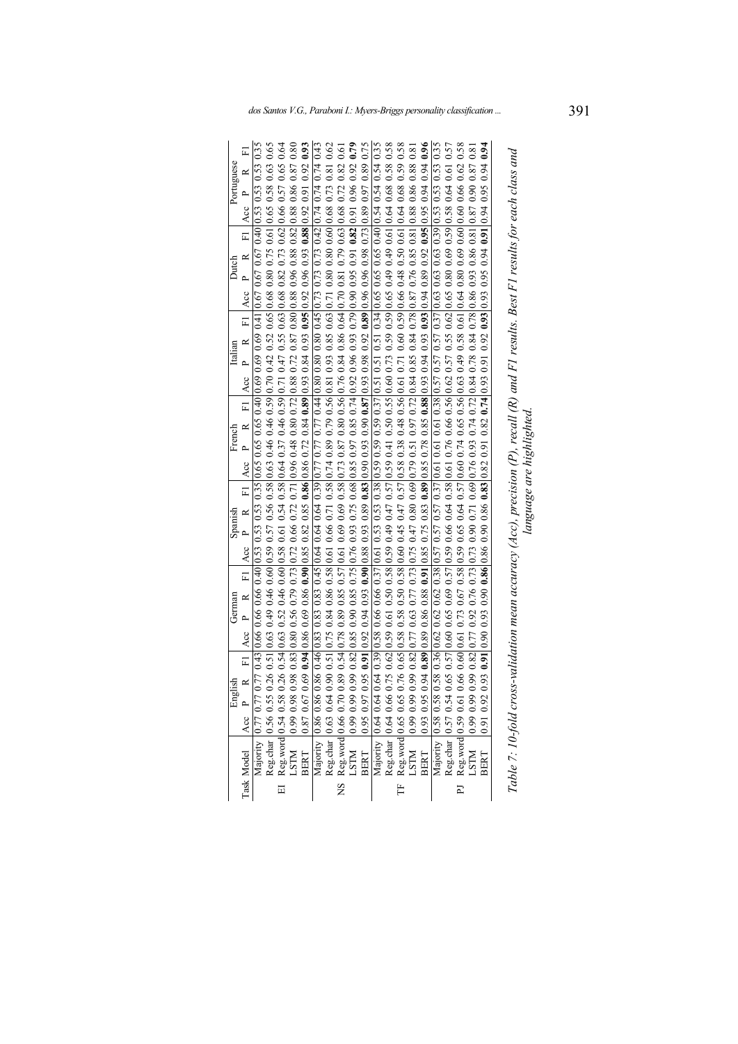| Task | Model | English | | | | German | | | | Spanish | | | | French | | | | Italian | | | | Dutch | | | | Portuguese | | | |
|---|---|---|---|---|---|---|---|---|---|---|---|---|---|---|---|---|---|---|---|---|---|---|---|---|---|---|---|---|---|
| | | Acc | P | R | F1 | Acc | P | R | F1 | Acc | P | R | F1 | Acc | P | R | F1 | Acc | P | R | F1 | Acc | P | R | F1 | Acc | P | R | F1 |
| EI | Majority | 0.77 | 0.77 | 0.77 | 0.43 | 0.66 | 0.66 | 0.66 | 0.40 | 0.53 | 0.53 | 0.53 | 0.35 | 0.65 | 0.65 | 0.65 | 0.40 | 0.69 | 0.69 | 0.69 | 0.41 | 0.67 | 0.67 | 0.67 | 0.40 | 0.53 | 0.53 | 0.53 | 0.35 |
| | Reg.char | 0.56 | 0.55 | 0.26 | 0.51 | 0.63 | 0.49 | 0.46 | 0.60 | 0.59 | 0.57 | 0.56 | 0.58 | 0.63 | 0.46 | 0.46 | 0.59 | 0.70 | 0.42 | 0.52 | 0.65 | 0.68 | 0.80 | 0.75 | 0.61 | 0.65 | 0.58 | 0.63 | 0.65 |
| | Reg.word | 0.54 | 0.58 | 0.26 | 0.54 | 0.63 | 0.52 | 0.46 | 0.60 | 0.58 | 0.61 | 0.54 | 0.58 | 0.64 | 0.37 | 0.46 | 0.59 | 0.71 | 0.47 | 0.55 | 0.63 | 0.68 | 0.82 | 0.73 | 0.62 | 0.66 | 0.57 | 0.65 | 0.64 |
| | LSTM | 0.99 | 0.98 | 0.98 | 0.83 | 0.80 | 0.56 | 0.79 | 0.73 | 0.72 | 0.66 | 0.72 | 0.71 | 0.96 | 0.48 | 0.80 | 0.72 | 0.88 | 0.72 | 0.87 | 0.80 | 0.88 | 0.96 | 0.88 | 0.82 | 0.88 | 0.86 | 0.87 | 0.80 |
| | BERT | 0.87 | 0.67 | 0.69 | **0.94** | 0.86 | 0.69 | 0.86 | **0.90** | 0.85 | 0.82 | 0.85 | **0.86** | 0.86 | 0.72 | 0.84 | **0.89** | 0.93 | 0.84 | 0.93 | **0.95** | 0.92 | 0.96 | 0.93 | **0.88** | 0.92 | 0.91 | 0.92 | **0.93** |
| NS | Majority | 0.86 | 0.86 | 0.86 | 0.46 | 0.83 | 0.83 | 0.83 | 0.45 | 0.64 | 0.64 | 0.64 | 0.39 | 0.77 | 0.77 | 0.77 | 0.44 | 0.80 | 0.80 | 0.80 | 0.45 | 0.73 | 0.73 | 0.73 | 0.42 | 0.74 | 0.74 | 0.74 | 0.43 |
| | Reg.char | 0.63 | 0.64 | 0.90 | 0.51 | 0.75 | 0.84 | 0.86 | 0.58 | 0.61 | 0.66 | 0.71 | 0.58 | 0.74 | 0.89 | 0.79 | 0.56 | 0.81 | 0.93 | 0.85 | 0.63 | 0.71 | 0.80 | 0.80 | 0.60 | 0.68 | 0.73 | 0.81 | 0.62 |
| | Reg.word | 0.66 | 0.70 | 0.89 | 0.54 | 0.78 | 0.89 | 0.85 | 0.57 | 0.61 | 0.69 | 0.69 | 0.58 | 0.73 | 0.87 | 0.80 | 0.56 | 0.76 | 0.84 | 0.86 | 0.64 | 0.70 | 0.81 | 0.79 | 0.63 | 0.68 | 0.72 | 0.82 | 0.61 |
| | LSTM | 0.99 | 0.99 | 0.99 | 0.82 | 0.85 | 0.90 | 0.85 | 0.75 | 0.76 | 0.93 | 0.75 | 0.68 | 0.85 | 0.97 | 0.85 | 0.74 | 0.92 | 0.96 | 0.93 | 0.79 | 0.90 | 0.95 | 0.91 | **0.82** | 0.91 | 0.96 | 0.92 | **0.79** |
| | BERT | 0.95 | 0.97 | 0.95 | **0.91** | 0.92 | 0.94 | 0.93 | **0.90** | 0.88 | 0.93 | 0.89 | **0.83** | 0.90 | 0.93 | 0.90 | **0.87** | 0.93 | 0.98 | 0.92 | **0.89** | 0.96 | 0.96 | 0.98 | 0.73 | 0.89 | 0.97 | 0.89 | 0.75 |
| TF | Majority | 0.64 | 0.64 | 0.64 | 0.39 | 0.58 | 0.66 | 0.66 | 0.37 | 0.61 | 0.53 | 0.53 | 0.38 | 0.59 | 0.59 | 0.59 | 0.37 | 0.51 | 0.51 | 0.51 | 0.34 | 0.65 | 0.65 | 0.65 | 0.40 | 0.54 | 0.54 | 0.54 | 0.35 |
| | Reg.char | 0.64 | 0.66 | 0.75 | 0.62 | 0.59 | 0.61 | 0.50 | 0.58 | 0.59 | 0.49 | 0.47 | 0.57 | 0.59 | 0.41 | 0.50 | 0.55 | 0.60 | 0.73 | 0.59 | 0.59 | 0.65 | 0.49 | 0.49 | 0.61 | 0.64 | 0.68 | 0.58 | 0.58 |
| | Reg.word | 0.65 | 0.65 | 0.76 | 0.65 | 0.58 | 0.58 | 0.50 | 0.58 | 0.60 | 0.45 | 0.47 | 0.57 | 0.58 | 0.38 | 0.48 | 0.56 | 0.61 | 0.71 | 0.60 | 0.59 | 0.66 | 0.48 | 0.50 | 0.61 | 0.64 | 0.68 | 0.59 | 0.58 |
| | LSTM | 0.99 | 0.99 | 0.99 | 0.82 | 0.77 | 0.63 | 0.77 | 0.73 | 0.75 | 0.47 | 0.80 | 0.69 | 0.79 | 0.51 | 0.97 | 0.72 | 0.84 | 0.85 | 0.84 | 0.78 | 0.87 | 0.76 | 0.85 | 0.81 | 0.88 | 0.86 | 0.88 | 0.81 |
| | BERT | 0.93 | 0.95 | 0.94 | **0.89** | 0.89 | 0.86 | 0.88 | **0.91** | 0.85 | 0.75 | 0.83 | **0.89** | 0.85 | 0.78 | 0.85 | **0.88** | 0.93 | 0.94 | 0.93 | **0.93** | 0.94 | 0.89 | 0.92 | **0.95** | 0.95 | 0.94 | 0.94 | **0.96** |
| PJ | Majority | 0.58 | 0.58 | 0.58 | 0.36 | 0.62 | 0.62 | 0.62 | 0.38 | 0.57 | 0.57 | 0.57 | 0.37 | 0.61 | 0.61 | 0.61 | 0.38 | 0.57 | 0.57 | 0.57 | 0.37 | 0.63 | 0.63 | 0.63 | 0.39 | 0.53 | 0.53 | 0.53 | 0.35 |
| | Reg.char | 0.57 | 0.54 | 0.65 | 0.57 | 0.60 | 0.65 | 0.69 | 0.57 | 0.59 | 0.66 | 0.64 | 0.58 | 0.61 | 0.76 | 0.66 | 0.56 | 0.62 | 0.57 | 0.55 | 0.62 | 0.65 | 0.80 | 0.69 | 0.59 | 0.58 | 0.64 | 0.61 | 0.57 |
| | Reg.word | 0.59 | 0.61 | 0.66 | 0.60 | 0.61 | 0.73 | 0.67 | 0.58 | 0.59 | 0.65 | 0.64 | 0.57 | 0.60 | 0.74 | 0.65 | 0.56 | 0.63 | 0.49 | 0.58 | 0.61 | 0.64 | 0.80 | 0.69 | 0.60 | 0.60 | 0.66 | 0.62 | 0.58 |
| | LSTM | 0.99 | 0.99 | 0.99 | 0.82 | 0.77 | 0.92 | 0.76 | 0.73 | 0.73 | 0.90 | 0.71 | 0.69 | 0.76 | 0.93 | 0.74 | 0.72 | 0.84 | 0.78 | 0.84 | 0.78 | 0.86 | 0.93 | 0.86 | 0.81 | 0.87 | 0.90 | 0.87 | 0.81 |
| | BERT | 0.91 | 0.92 | 0.93 | **0.91** | 0.90 | 0.93 | 0.90 | **0.86** | 0.86 | 0.90 | 0.86 | **0.83** | 0.82 | 0.91 | 0.82 | **0.74** | 0.93 | 0.91 | 0.92 | **0.93** | 0.93 | 0.95 | 0.94 | **0.91** | 0.94 | 0.95 | 0.94 | **0.94** |

*Table 7: 10-fold cross-validation mean accuracy (Acc), precision (P), recall (R) and F1 results. Best F1 results for each class and language are highlighted.*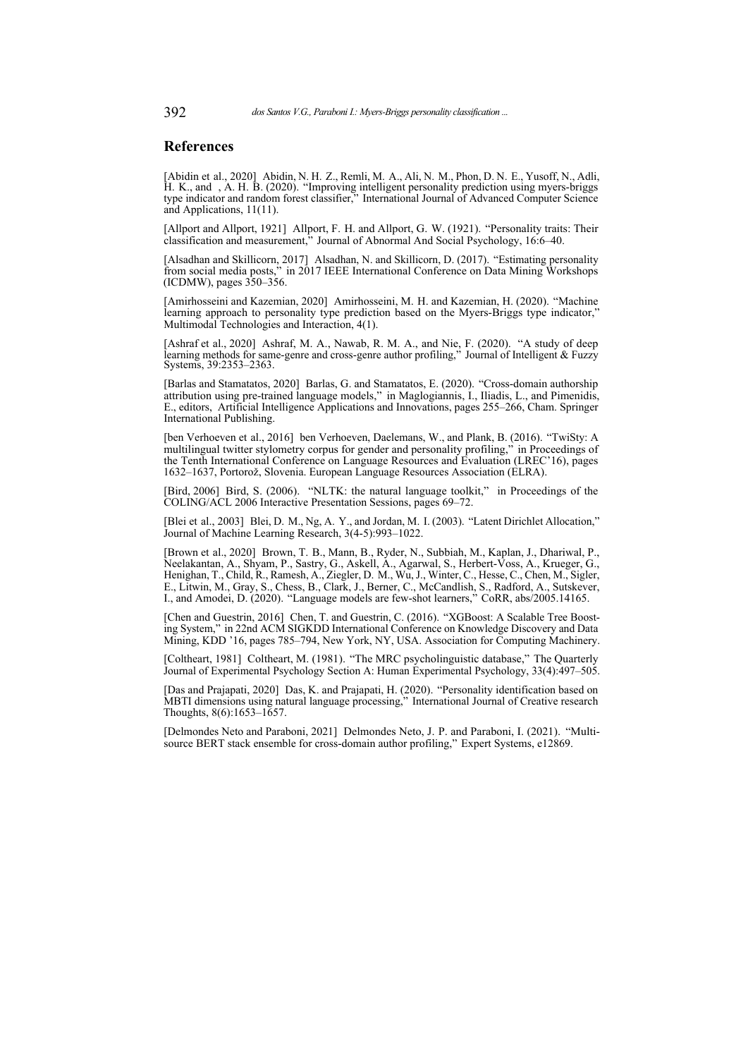## References

[Abidin et al., 2020] Abidin, N. H. Z., Remli, M. A., Ali, N. M., Phon, D. N. E., Yusoff, N., Adli, H. K., and , A. H. B. (2020). "Improving intelligent personality prediction using myers-briggs type indicator and random forest classifier," International Journal of Advanced Computer Science and Applications, 11(11).

[Allport and Allport, 1921] Allport, F. H. and Allport, G. W. (1921). "Personality traits: Their classification and measurement," Journal of Abnormal And Social Psychology, 16:6–40.

[Alsadhan and Skillicorn, 2017] Alsadhan, N. and Skillicorn, D. (2017). "Estimating personality from social media posts," in 2017 IEEE International Conference on Data Mining Workshops (ICDMW), pages 350–356.

[Amirhosseini and Kazemian, 2020] Amirhosseini, M. H. and Kazemian, H. (2020). "Machine learning approach to personality type prediction based on the Myers-Briggs type indicator," Multimodal Technologies and Interaction, 4(1).

[Ashraf et al., 2020] Ashraf, M. A., Nawab, R. M. A., and Nie, F. (2020). "A study of deep learning methods for same-genre and cross-genre author profiling," Journal of Intelligent & Fuzzy Systems, 39:2353–2363.

[Barlas and Stamatatos, 2020] Barlas, G. and Stamatatos, E. (2020). "Cross-domain authorship attribution using pre-trained language models," in Maglogiannis, I., Iliadis, L., and Pimenidis, E., editors, Artificial Intelligence Applications and Innovations, pages 255–266, Cham. Springer International Publishing.

[ben Verhoeven et al., 2016] ben Verhoeven, Daelemans, W., and Plank, B. (2016). "TwiSty: A multilingual twitter stylometry corpus for gender and personality profiling," in Proceedings of the Tenth International Conference on Language Resources and Evaluation (LREC'16), pages 1632–1637, Portorož, Slovenia. European Language Resources Association (ELRA).

[Bird, 2006] Bird, S. (2006). "NLTK: the natural language toolkit," in Proceedings of the COLING/ACL 2006 Interactive Presentation Sessions, pages 69–72.

[Blei et al., 2003] Blei, D. M., Ng, A. Y., and Jordan, M. I. (2003). "Latent Dirichlet Allocation," Journal of Machine Learning Research, 3(4-5):993–1022.

[Brown et al., 2020] Brown, T. B., Mann, B., Ryder, N., Subbiah, M., Kaplan, J., Dhariwal, P., Neelakantan, A., Shyam, P., Sastry, G., Askell, A., Agarwal, S., Herbert-Voss, A., Krueger, G., Henighan, T., Child, R., Ramesh, A., Ziegler, D. M., Wu, J., Winter, C., Hesse, C., Chen, M., Sigler, E., Litwin, M., Gray, S., Chess, B., Clark, J., Berner, C., McCandlish, S., Radford, A., Sutskever, I., and Amodei, D. (2020). "Language models are few-shot learners," CoRR, abs/2005.14165.

[Chen and Guestrin, 2016] Chen, T. and Guestrin, C. (2016). "XGBoost: A Scalable Tree Boosting System," in 22nd ACM SIGKDD International Conference on Knowledge Discovery and Data Mining, KDD '16, pages 785–794, New York, NY, USA. Association for Computing Machinery.

[Coltheart, 1981] Coltheart, M. (1981). "The MRC psycholinguistic database," The Quarterly Journal of Experimental Psychology Section A: Human Experimental Psychology, 33(4):497–505.

[Das and Prajapati, 2020] Das, K. and Prajapati, H. (2020). "Personality identification based on MBTI dimensions using natural language processing," International Journal of Creative research Thoughts, 8(6):1653–1657.

[Delmondes Neto and Paraboni, 2021] Delmondes Neto, J. P. and Paraboni, I. (2021). "Multi-source BERT stack ensemble for cross-domain author profiling," Expert Systems, e12869.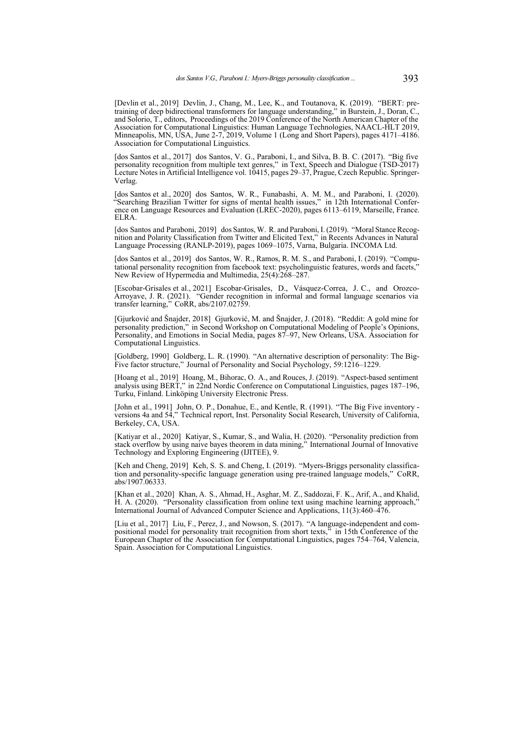[Devlin et al., 2019] Devlin, J., Chang, M., Lee, K., and Toutanova, K. (2019). "BERT: pre-training of deep bidirectional transformers for language understanding," in Burstein, J., Doran, C., and Solorio, T., editors, Proceedings of the 2019 Conference of the North American Chapter of the Association for Computational Linguistics: Human Language Technologies, NAACL-HLT 2019, Minneapolis, MN, USA, June 2-7, 2019, Volume 1 (Long and Short Papers), pages 4171–4186. Association for Computational Linguistics.

[dos Santos et al., 2017] dos Santos, V. G., Paraboni, I., and Silva, B. B. C. (2017). "Big five personality recognition from multiple text genres," in Text, Speech and Dialogue (TSD-2017) Lecture Notes in Artificial Intelligence vol. 10415, pages 29–37, Prague, Czech Republic. Springer-Verlag.

[dos Santos et al., 2020] dos Santos, W. R., Funabashi, A. M. M., and Paraboni, I. (2020). "Searching Brazilian Twitter for signs of mental health issues," in 12th International Conference on Language Resources and Evaluation (LREC-2020), pages 6113–6119, Marseille, France. ELRA.

[dos Santos and Paraboni, 2019] dos Santos, W. R. and Paraboni, I. (2019). "Moral Stance Recognition and Polarity Classification from Twitter and Elicited Text," in Recents Advances in Natural Language Processing (RANLP-2019), pages 1069–1075, Varna, Bulgaria. INCOMA Ltd.

[dos Santos et al., 2019] dos Santos, W. R., Ramos, R. M. S., and Paraboni, I. (2019). "Computational personality recognition from facebook text: psycholinguistic features, words and facets," New Review of Hypermedia and Multimedia, 25(4):268–287.

[Escobar-Grisales et al., 2021] Escobar-Grisales, D., Vásquez-Correa, J. C., and Orozco-Arroyave, J. R. (2021). "Gender recognition in informal and formal language scenarios via transfer learning," CoRR, abs/2107.02759.

[Gjurković and Šnajder, 2018] Gjurković, M. and Šnajder, J. (2018). "Reddit: A gold mine for personality prediction," in Second Workshop on Computational Modeling of People's Opinions, Personality, and Emotions in Social Media, pages 87–97, New Orleans, USA. Association for Computational Linguistics.

[Goldberg, 1990] Goldberg, L. R. (1990). "An alternative description of personality: The Big-Five factor structure," Journal of Personality and Social Psychology, 59:1216–1229.

[Hoang et al., 2019] Hoang, M., Bihorac, O. A., and Rouces, J. (2019). "Aspect-based sentiment analysis using BERT," in 22nd Nordic Conference on Computational Linguistics, pages 187–196, Turku, Finland. Linköping University Electronic Press.

[John et al., 1991] John, O. P., Donahue, E., and Kentle, R. (1991). "The Big Five inventory - versions 4a and 54," Technical report, Inst. Personality Social Research, University of California, Berkeley, CA, USA.

[Katiyar et al., 2020] Katiyar, S., Kumar, S., and Walia, H. (2020). "Personality prediction from stack overflow by using naive bayes theorem in data mining," International Journal of Innovative Technology and Exploring Engineering (IJITEE), 9.

[Keh and Cheng, 2019] Keh, S. S. and Cheng, I. (2019). "Myers-Briggs personality classification and personality-specific language generation using pre-trained language models," CoRR, abs/1907.06333.

[Khan et al., 2020] Khan, A. S., Ahmad, H., Asghar, M. Z., Saddozai, F. K., Arif, A., and Khalid, H. A. (2020). "Personality classification from online text using machine learning approach," International Journal of Advanced Computer Science and Applications, 11(3):460–476.

[Liu et al., 2017] Liu, F., Perez, J., and Nowson, S. (2017). "A language-independent and compositional model for personality trait recognition from short texts," in 15th Conference of the European Chapter of the Association for Computational Linguistics, pages 754–764, Valencia, Spain. Association for Computational Linguistics.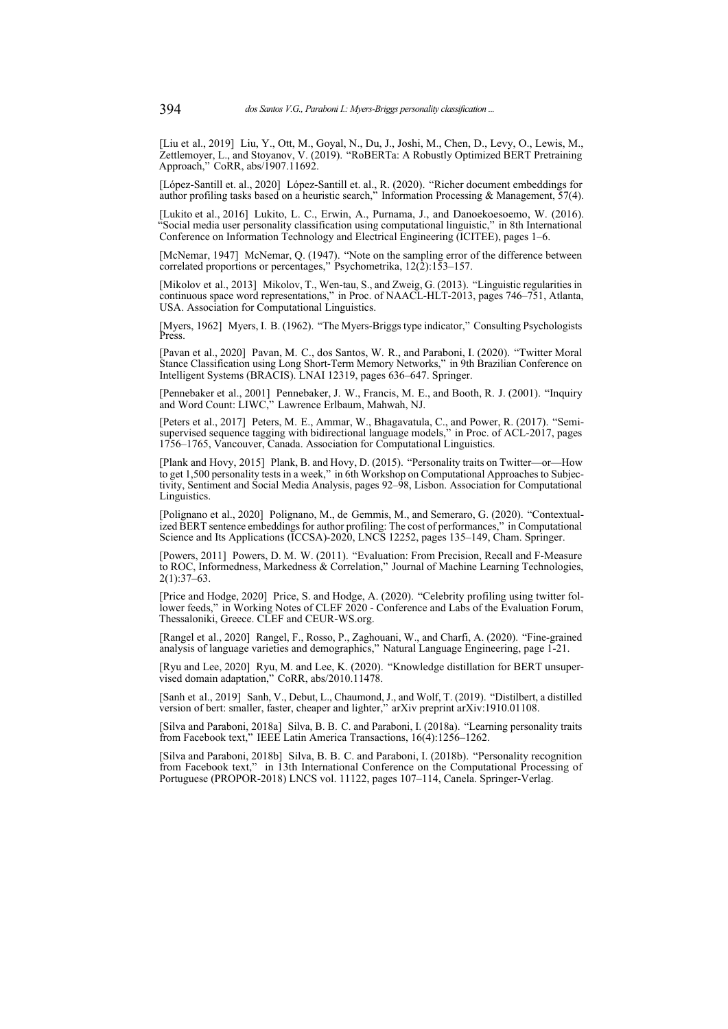[Liu et al., 2019] Liu, Y., Ott, M., Goyal, N., Du, J., Joshi, M., Chen, D., Levy, O., Lewis, M., Zettlemoyer, L., and Stoyanov, V. (2019). "RoBERTa: A Robustly Optimized BERT Pretraining Approach," CoRR, abs/1907.11692.

[López-Santill et. al., 2020] López-Santill et. al., R. (2020). "Richer document embeddings for author profiling tasks based on a heuristic search," Information Processing & Management, 57(4).

[Lukito et al., 2016] Lukito, L. C., Erwin, A., Purnama, J., and Danoekoesoemo, W. (2016). "Social media user personality classification using computational linguistic," in 8th International Conference on Information Technology and Electrical Engineering (ICITEE), pages 1–6.

[McNemar, 1947] McNemar, Q. (1947). "Note on the sampling error of the difference between correlated proportions or percentages," Psychometrika, 12(2):153–157.

[Mikolov et al., 2013] Mikolov, T., Wen-tau, S., and Zweig, G. (2013). "Linguistic regularities in continuous space word representations," in Proc. of NAACL-HLT-2013, pages 746–751, Atlanta, USA. Association for Computational Linguistics.

[Myers, 1962] Myers, I. B. (1962). "The Myers-Briggs type indicator," Consulting Psychologists Press.

[Pavan et al., 2020] Pavan, M. C., dos Santos, W. R., and Paraboni, I. (2020). "Twitter Moral Stance Classification using Long Short-Term Memory Networks," in 9th Brazilian Conference on Intelligent Systems (BRACIS). LNAI 12319, pages 636–647. Springer.

[Pennebaker et al., 2001] Pennebaker, J. W., Francis, M. E., and Booth, R. J. (2001). "Inquiry and Word Count: LIWC," Lawrence Erlbaum, Mahwah, NJ.

[Peters et al., 2017] Peters, M. E., Ammar, W., Bhagavatula, C., and Power, R. (2017). "Semi-supervised sequence tagging with bidirectional language models," in Proc. of ACL-2017, pages 1756–1765, Vancouver, Canada. Association for Computational Linguistics.

[Plank and Hovy, 2015] Plank, B. and Hovy, D. (2015). "Personality traits on Twitter—or—How to get 1,500 personality tests in a week," in 6th Workshop on Computational Approaches to Subjectivity, Sentiment and Social Media Analysis, pages 92–98, Lisbon. Association for Computational Linguistics.

[Polignano et al., 2020] Polignano, M., de Gemmis, M., and Semeraro, G. (2020). "Contextualized BERT sentence embeddings for author profiling: The cost of performances," in Computational Science and Its Applications (ICCSA)-2020, LNCS 12252, pages 135–149, Cham. Springer.

[Powers, 2011] Powers, D. M. W. (2011). "Evaluation: From Precision, Recall and F-Measure to ROC, Informedness, Markedness & Correlation," Journal of Machine Learning Technologies, 2(1):37–63.

[Price and Hodge, 2020] Price, S. and Hodge, A. (2020). "Celebrity profiling using twitter follower feeds," in Working Notes of CLEF 2020 - Conference and Labs of the Evaluation Forum, Thessaloniki, Greece. CLEF and CEUR-WS.org.

[Rangel et al., 2020] Rangel, F., Rosso, P., Zaghouani, W., and Charfi, A. (2020). "Fine-grained analysis of language varieties and demographics," Natural Language Engineering, page 1-21.

[Ryu and Lee, 2020] Ryu, M. and Lee, K. (2020). "Knowledge distillation for BERT unsupervised domain adaptation," CoRR, abs/2010.11478.

[Sanh et al., 2019] Sanh, V., Debut, L., Chaumond, J., and Wolf, T. (2019). "Distilbert, a distilled version of bert: smaller, faster, cheaper and lighter," arXiv preprint arXiv:1910.01108.

[Silva and Paraboni, 2018a] Silva, B. B. C. and Paraboni, I. (2018a). "Learning personality traits from Facebook text," IEEE Latin America Transactions, 16(4):1256–1262.

[Silva and Paraboni, 2018b] Silva, B. B. C. and Paraboni, I. (2018b). "Personality recognition from Facebook text," in 13th International Conference on the Computational Processing of Portuguese (PROPOR-2018) LNCS vol. 11122, pages 107–114, Canela. Springer-Verlag.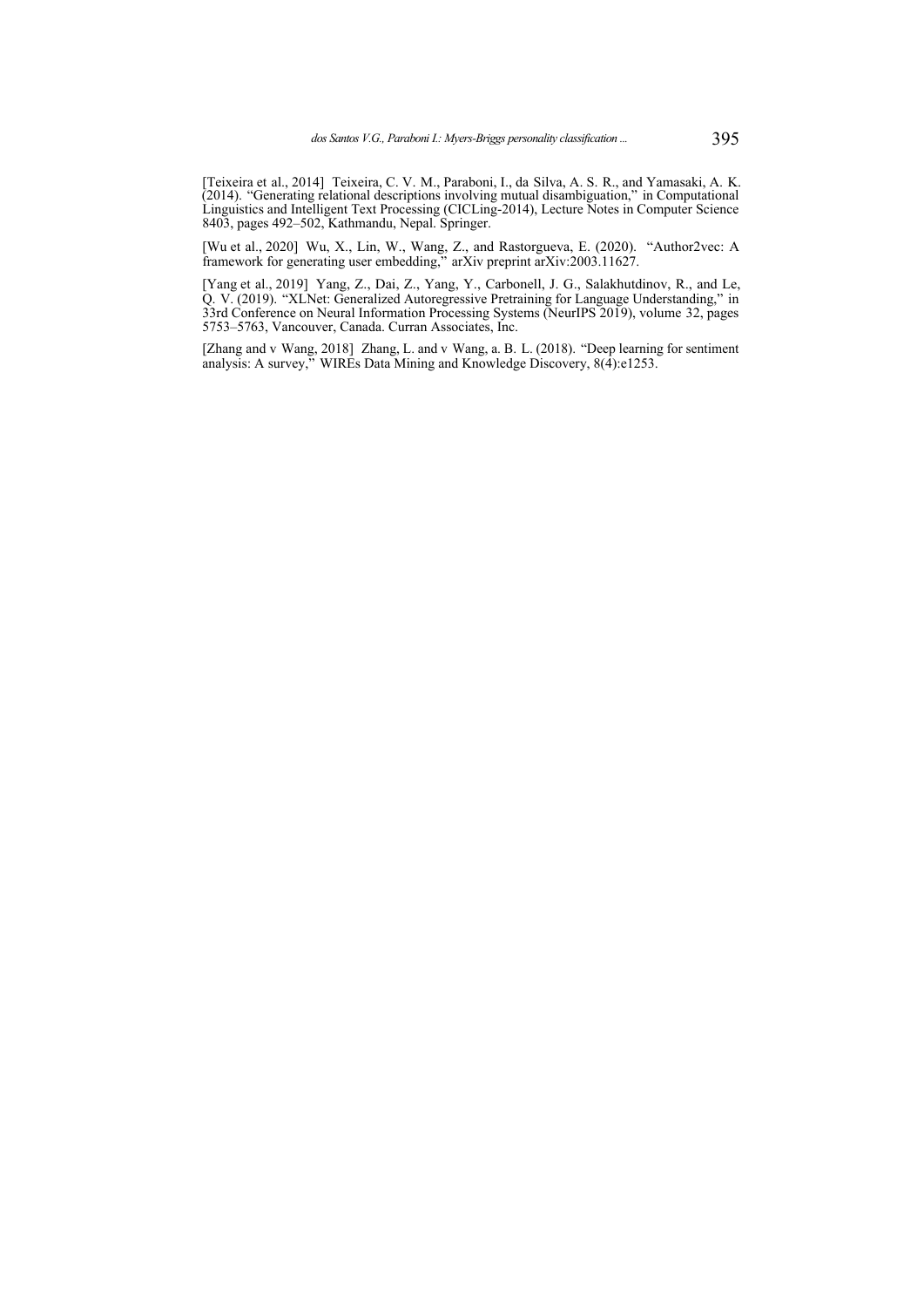[Teixeira et al., 2014] Teixeira, C. V. M., Paraboni, I., da Silva, A. S. R., and Yamasaki, A. K. (2014). “Generating relational descriptions involving mutual disambiguation,” in Computational Linguistics and Intelligent Text Processing (CICLing-2014), Lecture Notes in Computer Science 8403, pages 492–502, Kathmandu, Nepal. Springer.

[Wu et al., 2020] Wu, X., Lin, W., Wang, Z., and Rastorgueva, E. (2020). “Author2vec: A framework for generating user embedding,” arXiv preprint arXiv:2003.11627.

[Yang et al., 2019] Yang, Z., Dai, Z., Yang, Y., Carbonell, J. G., Salakhutdinov, R., and Le, Q. V. (2019). “XLNet: Generalized Autoregressive Pretraining for Language Understanding,” in 33rd Conference on Neural Information Processing Systems (NeurIPS 2019), volume 32, pages 5753–5763, Vancouver, Canada. Curran Associates, Inc.

[Zhang and v Wang, 2018] Zhang, L. and v Wang, a. B. L. (2018). “Deep learning for sentiment analysis: A survey,” WIREs Data Mining and Knowledge Discovery, 8(4):e1253.